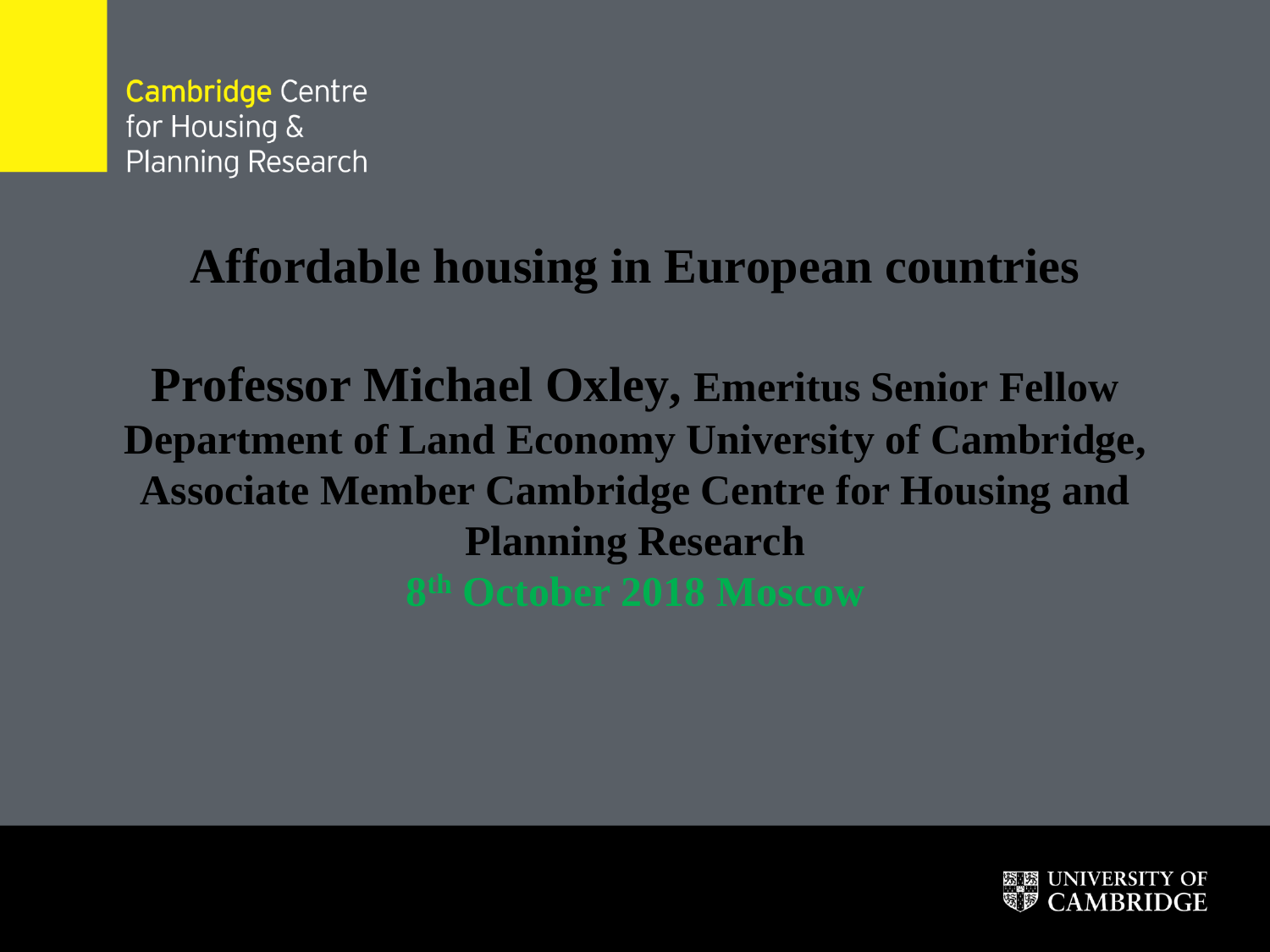Cambridge Centre for Housing & Planning Research

# Affordable housing in European countries

**Professor Michael Oxley, Emeritus Senior Fellow Department of Land Economy University of Cambridge, Associate Member Cambridge Centre for Housing and Planning Research**

**8th October 2018 Moscow**

UNIVERSITY OF CAMBRIDGE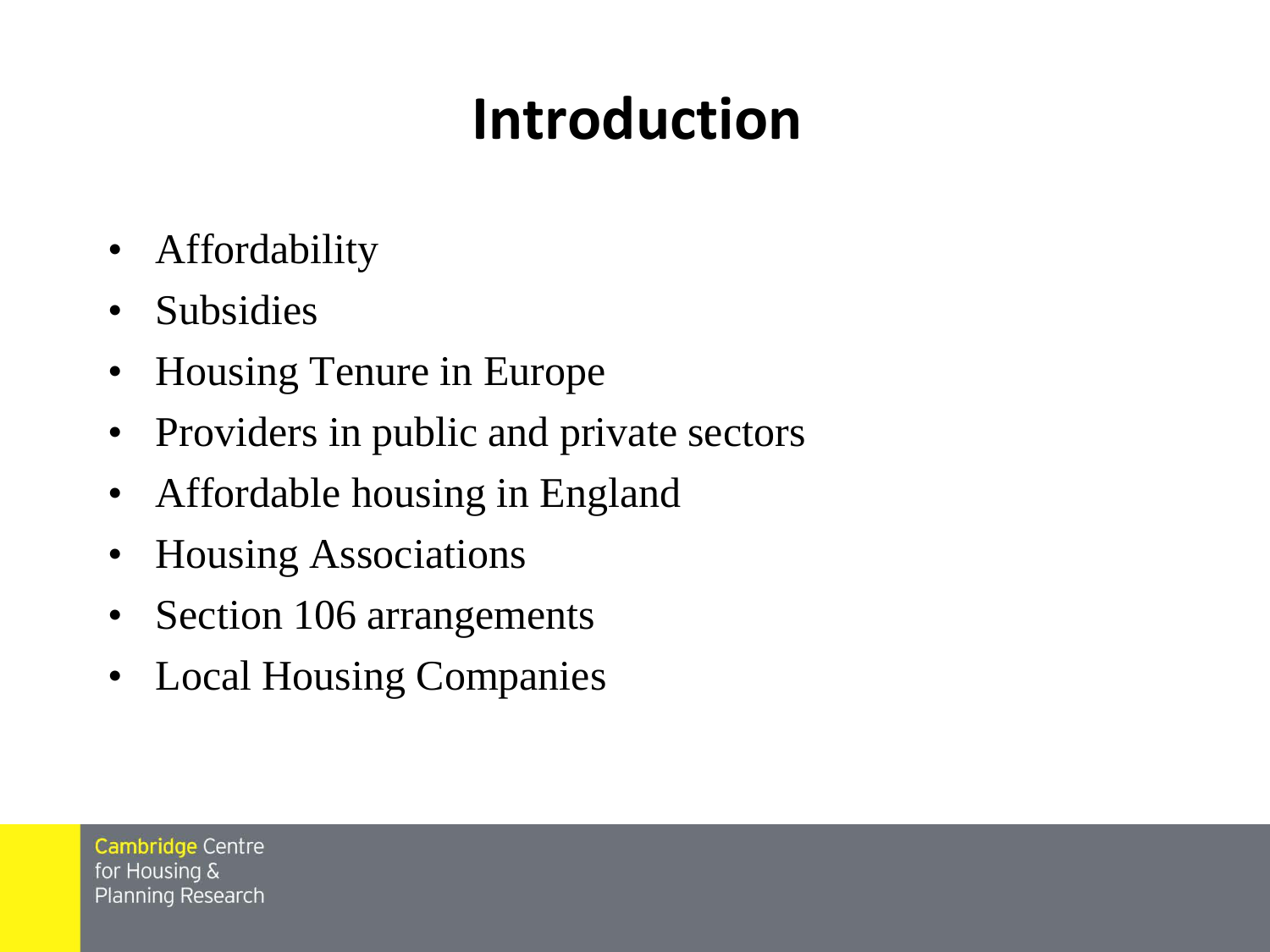# Introduction

- Affordability
- Subsidies
- Housing Tenure in Europe
- Providers in public and private sectors
- Affordable housing in England
- Housing Associations
- Section 106 arrangements
- Local Housing Companies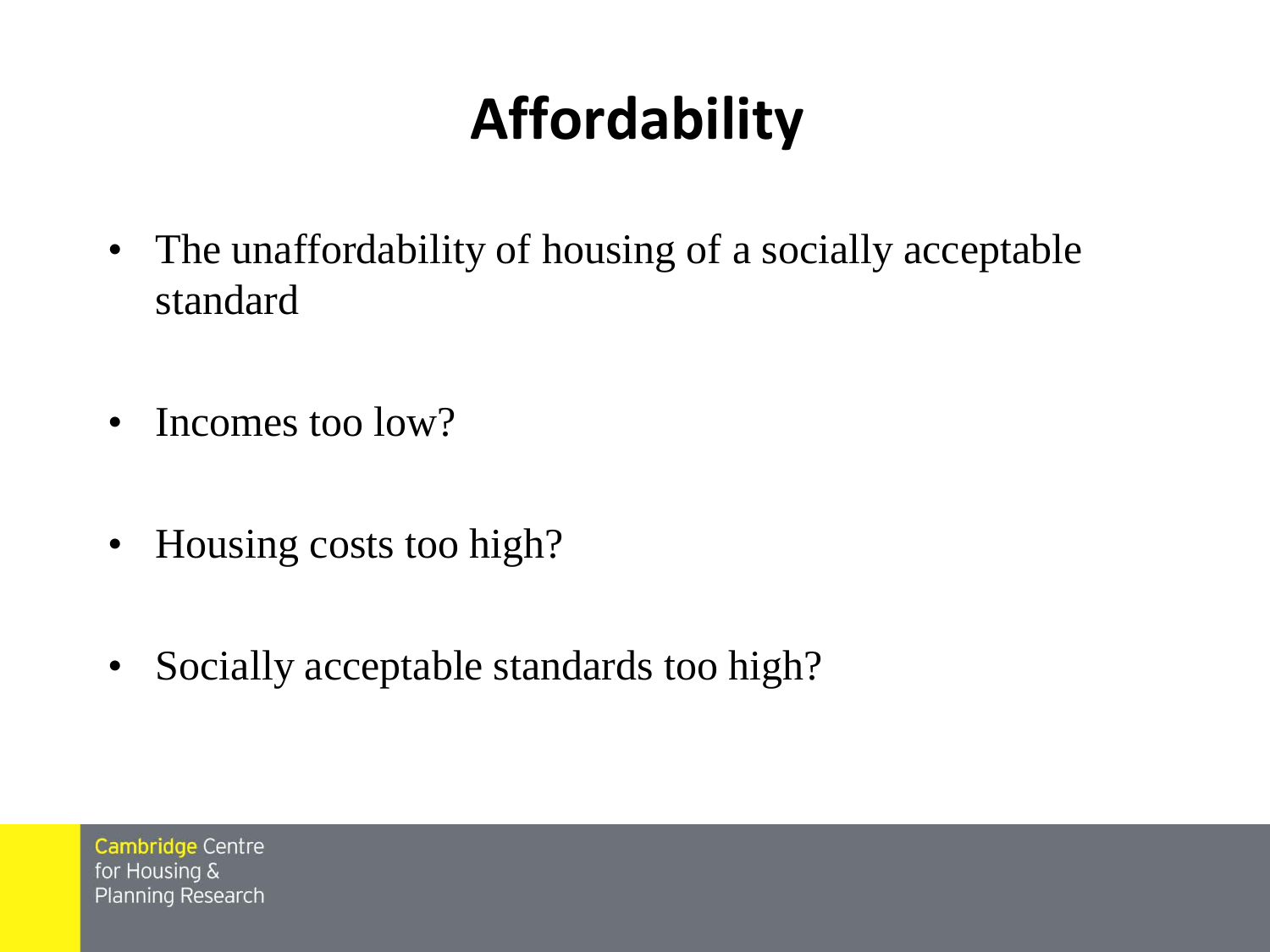# Affordability

- The unaffordability of housing of a socially acceptable standard
- Incomes too low?
- Housing costs too high?
- Socially acceptable standards too high?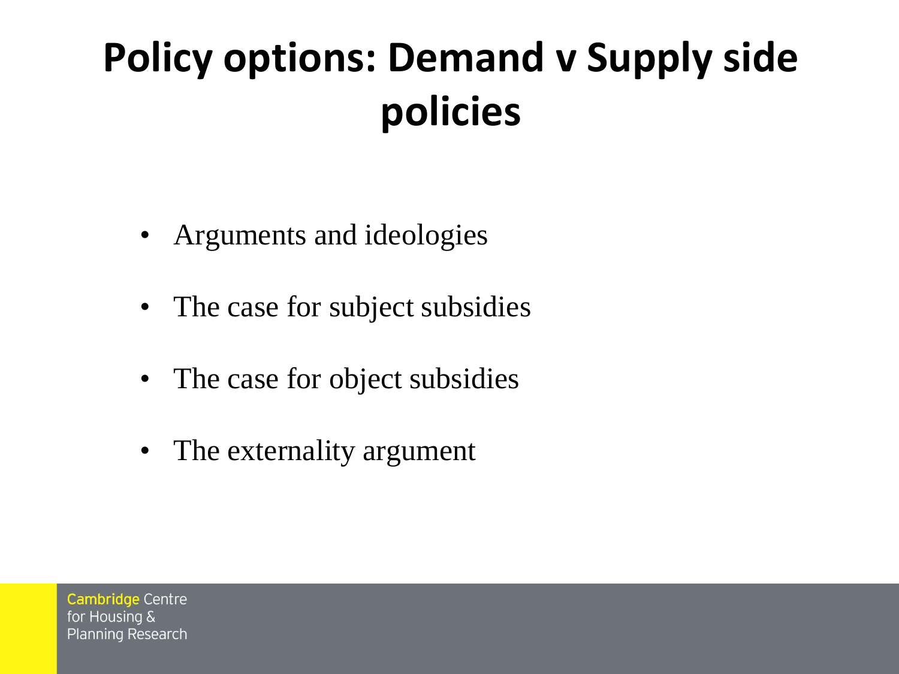# Policy options: Demand v Supply side policies

- Arguments and ideologies
- The case for subject subsidies
- The case for object subsidies
- The externality argument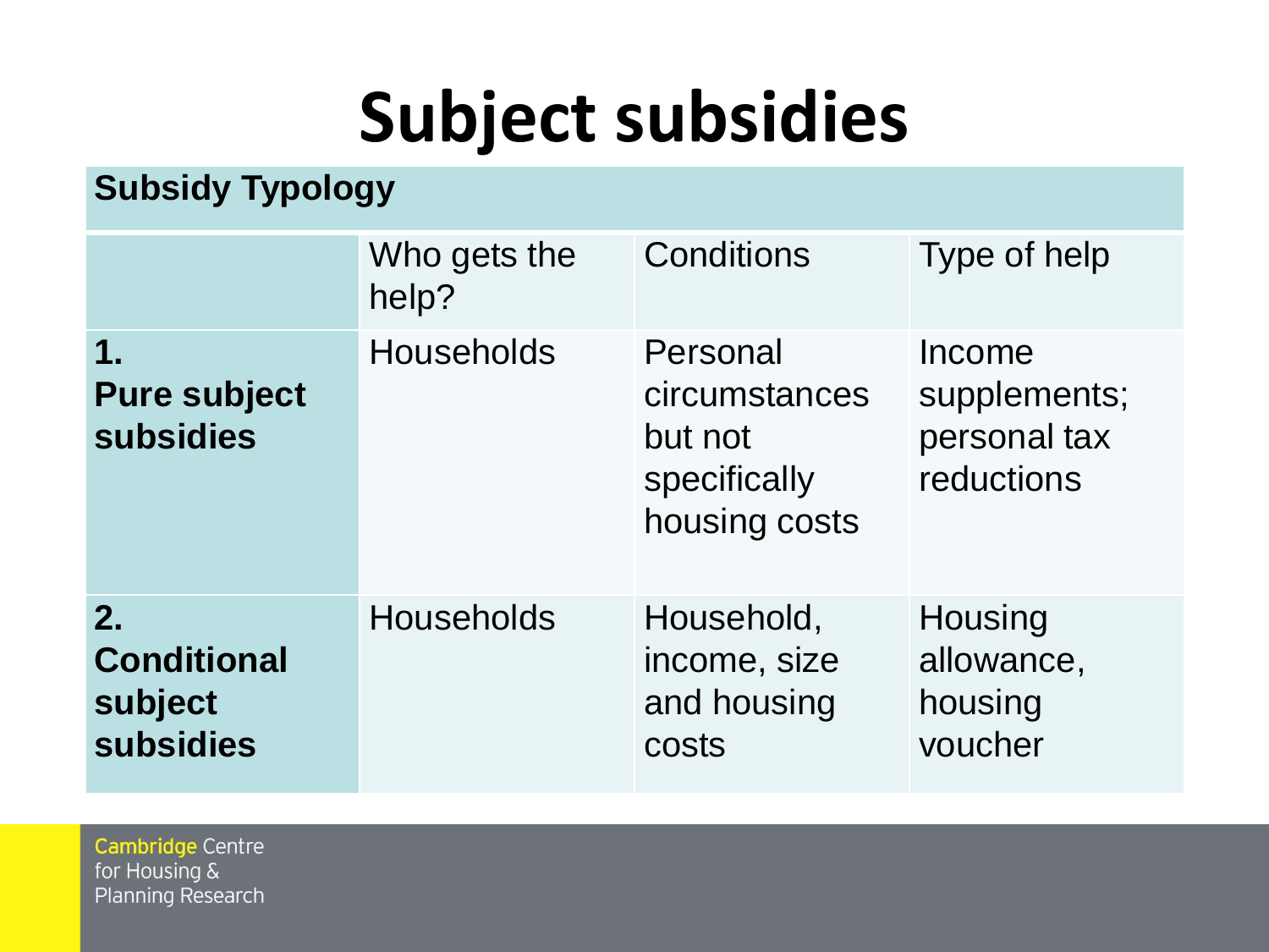# Subject subsidies

**Subsidy Typology**

| | Who gets the help? | Conditions | Type of help |
|---|---|---|---|
| **1. Pure subject subsidies** | Households | Personal circumstances but not specifically housing costs | Income supplements; personal tax reductions |
| **2. Conditional subject subsidies** | Households | Household, income, size and housing costs | Housing allowance, housing voucher |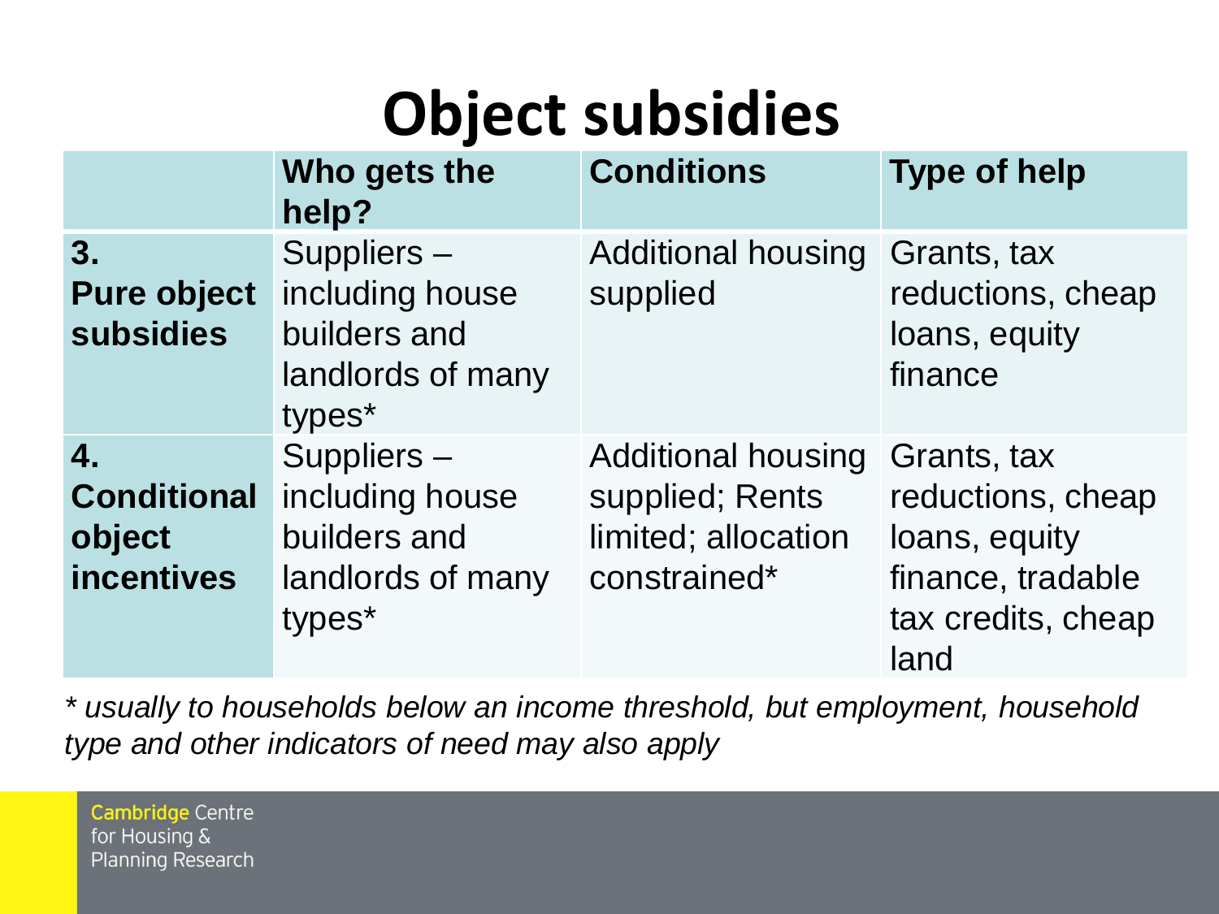# Object subsidies

| | Who gets the help? | Conditions | Type of help |
|---|---|---|---|
| **3. Pure object subsidies** | Suppliers – including house builders and landlords of many types* | Additional housing supplied | Grants, tax reductions, cheap loans, equity finance |
| **4. Conditional object incentives** | Suppliers – including house builders and landlords of many types* | Additional housing supplied; Rents limited; allocation constrained* | Grants, tax reductions, cheap loans, equity finance, tradable tax credits, cheap land |

*\* usually to households below an income threshold, but employment, household type and other indicators of need may also apply*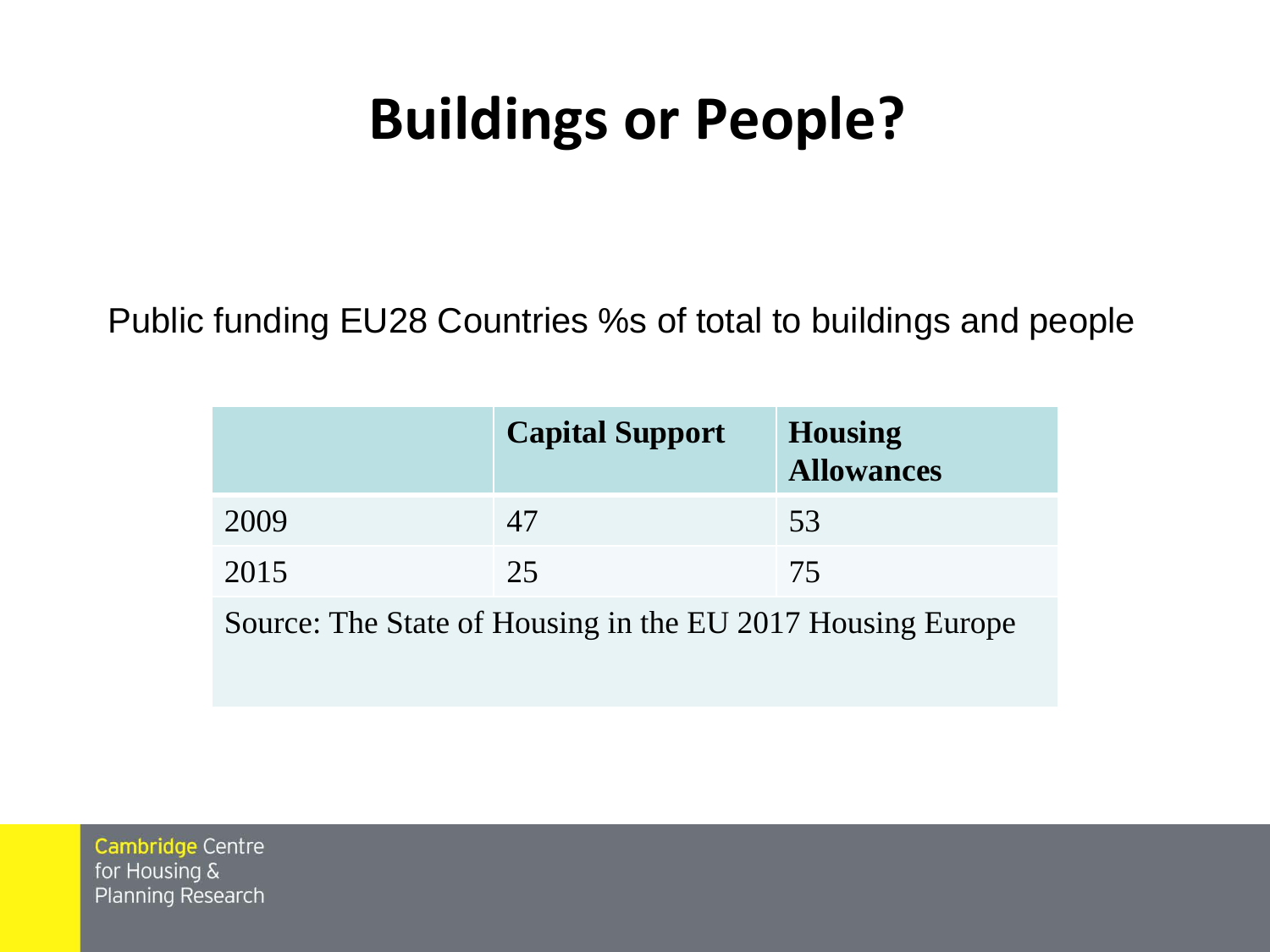# Buildings or People?

Public funding EU28 Countries %s of total to buildings and people

| | Capital Support | Housing Allowances |
|---|---|---|
| 2009 | 47 | 53 |
| 2015 | 25 | 75 |

Source: The State of Housing in the EU 2017 Housing Europe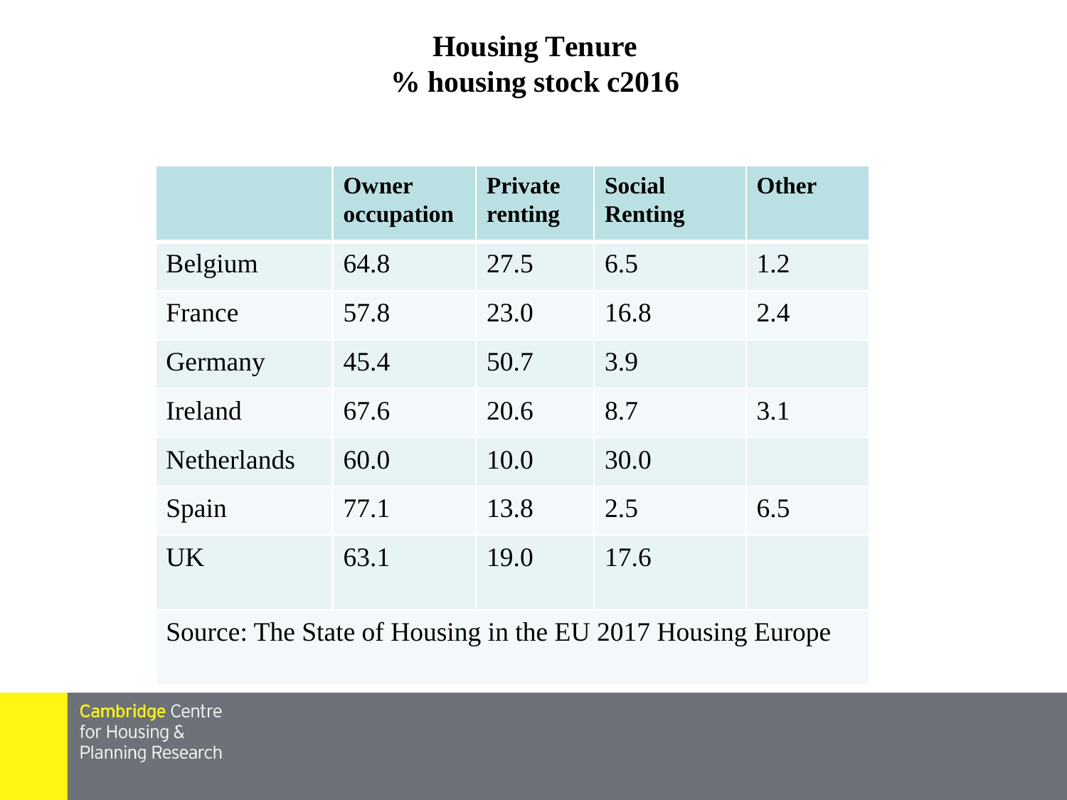# Housing Tenure
## % housing stock c2016

| | Owner occupation | Private renting | Social Renting | Other |
|---|---|---|---|---|
| Belgium | 64.8 | 27.5 | 6.5 | 1.2 |
| France | 57.8 | 23.0 | 16.8 | 2.4 |
| Germany | 45.4 | 50.7 | 3.9 | |
| Ireland | 67.6 | 20.6 | 8.7 | 3.1 |
| Netherlands | 60.0 | 10.0 | 30.0 | |
| Spain | 77.1 | 13.8 | 2.5 | 6.5 |
| UK | 63.1 | 19.0 | 17.6 | |

Source: The State of Housing in the EU 2017 Housing Europe

Cambridge Centre for Housing & Planning Research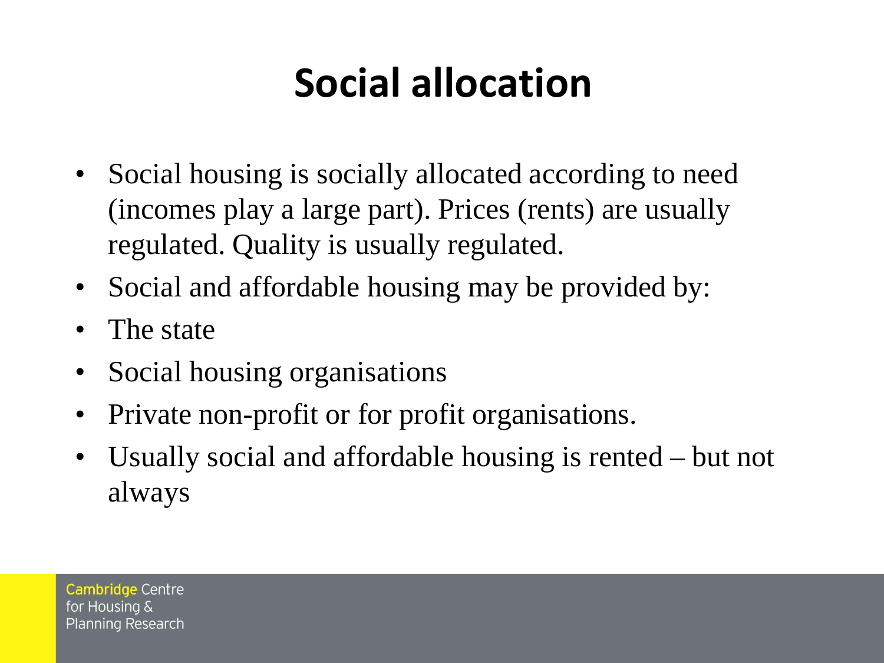# Social allocation

- Social housing is socially allocated according to need (incomes play a large part). Prices (rents) are usually regulated. Quality is usually regulated.
- Social and affordable housing may be provided by:
- The state
- Social housing organisations
- Private non-profit or for profit organisations.
- Usually social and affordable housing is rented – but not always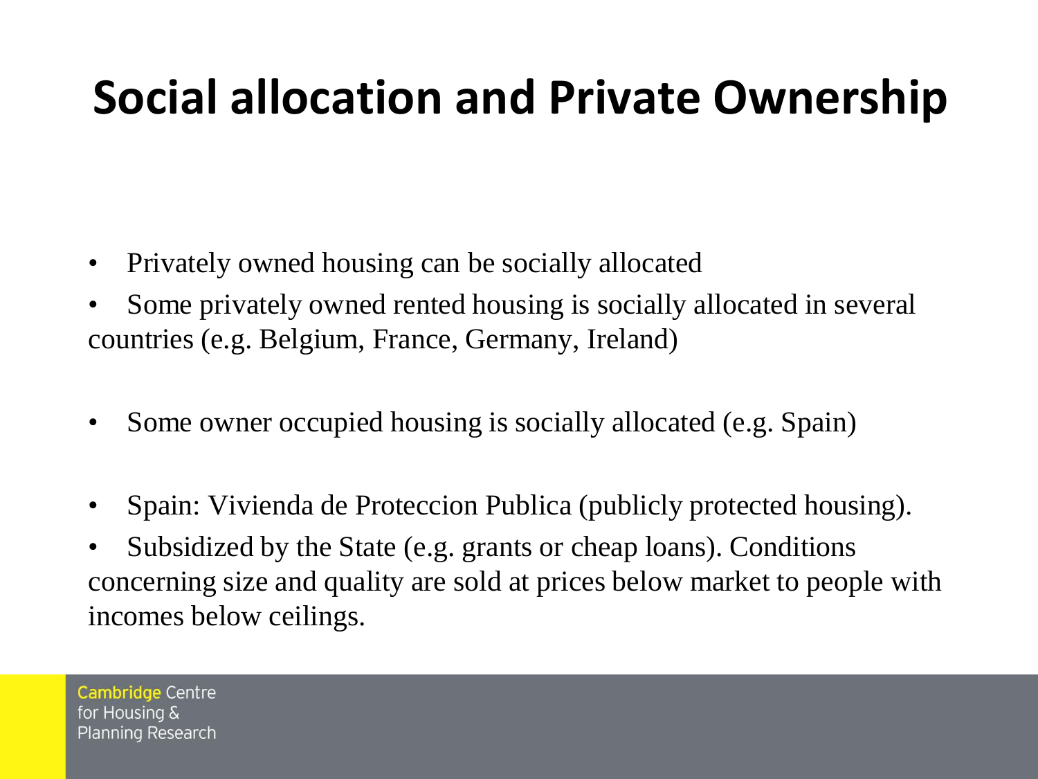# Social allocation and Private Ownership

- Privately owned housing can be socially allocated
- Some privately owned rented housing is socially allocated in several countries (e.g. Belgium, France, Germany, Ireland)

- Some owner occupied housing is socially allocated (e.g. Spain)

- Spain: Vivienda de Proteccion Publica (publicly protected housing).
- Subsidized by the State (e.g. grants or cheap loans). Conditions concerning size and quality are sold at prices below market to people with incomes below ceilings.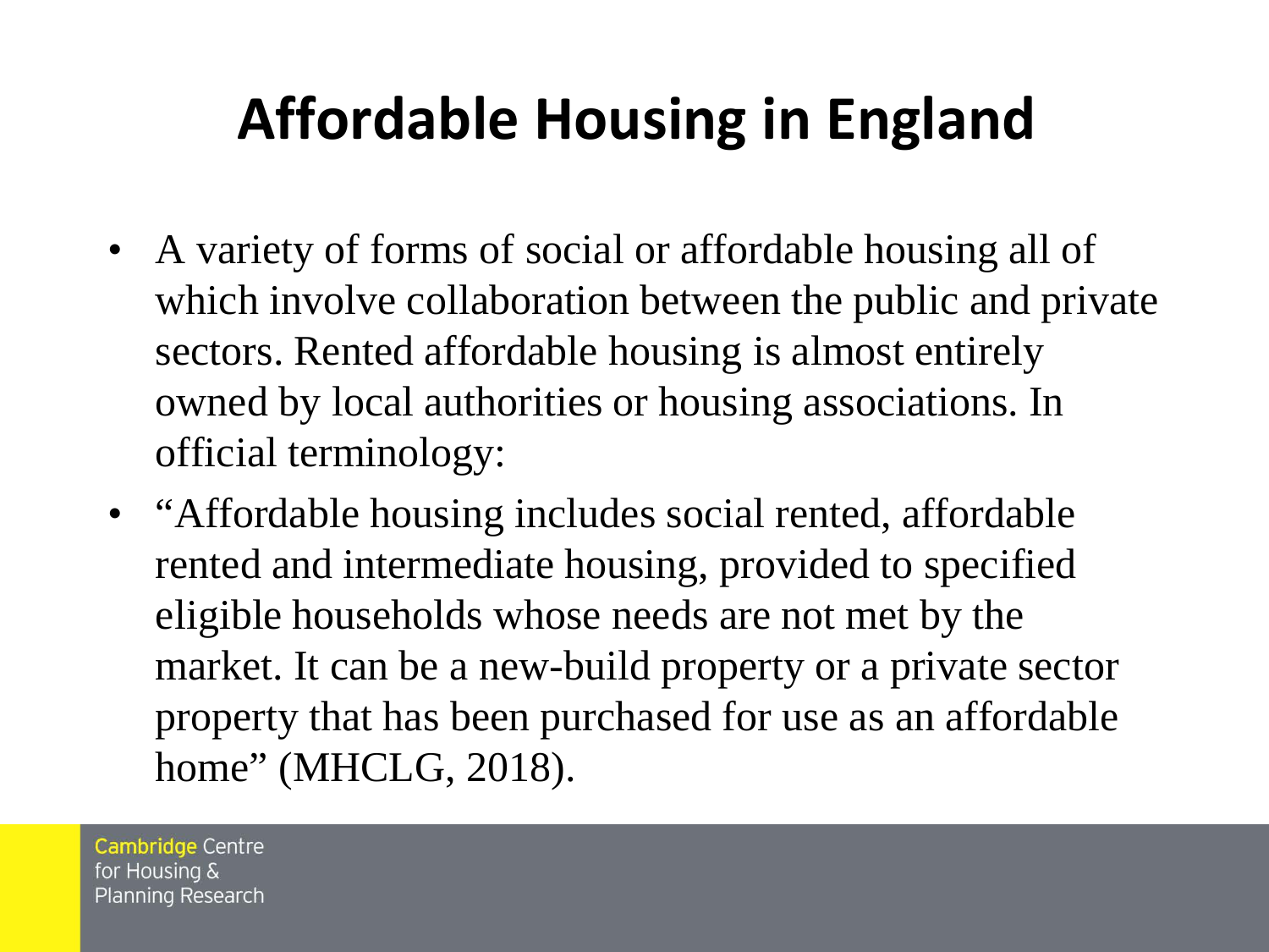# Affordable Housing in England

- A variety of forms of social or affordable housing all of which involve collaboration between the public and private sectors. Rented affordable housing is almost entirely owned by local authorities or housing associations. In official terminology:
- "Affordable housing includes social rented, affordable rented and intermediate housing, provided to specified eligible households whose needs are not met by the market. It can be a new-build property or a private sector property that has been purchased for use as an affordable home" (MHCLG, 2018).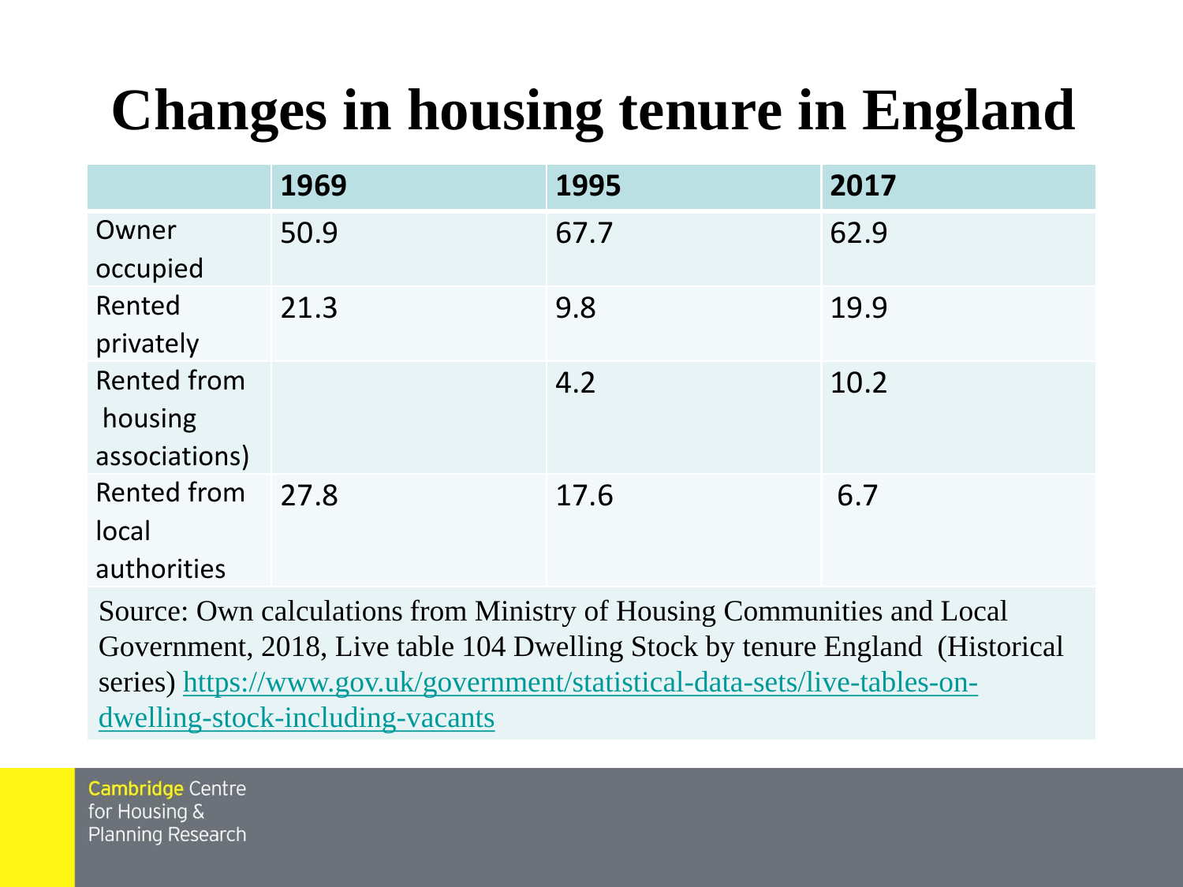# Changes in housing tenure in England

| | 1969 | 1995 | 2017 |
|---|---|---|---|
| Owner occupied | 50.9 | 67.7 | 62.9 |
| Rented privately | 21.3 | 9.8 | 19.9 |
| Rented from housing associations) | | 4.2 | 10.2 |
| Rented from local authorities | 27.8 | 17.6 | 6.7 |

Source: Own calculations from Ministry of Housing Communities and Local Government, 2018, Live table 104 Dwelling Stock by tenure England (Historical series) https://www.gov.uk/government/statistical-data-sets/live-tables-on-dwelling-stock-including-vacants

Cambridge Centre for Housing & Planning Research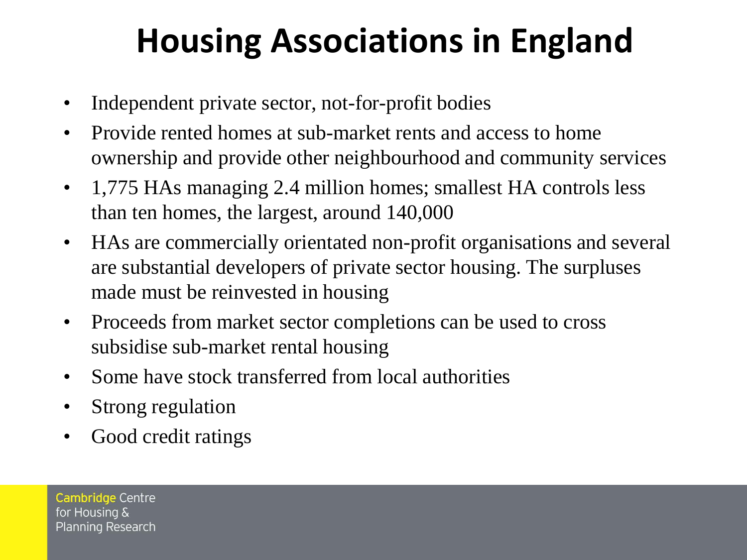# Housing Associations in England

- Independent private sector, not-for-profit bodies
- Provide rented homes at sub-market rents and access to home ownership and provide other neighbourhood and community services
- 1,775 HAs managing 2.4 million homes; smallest HA controls less than ten homes, the largest, around 140,000
- HAs are commercially orientated non-profit organisations and several are substantial developers of private sector housing. The surpluses made must be reinvested in housing
- Proceeds from market sector completions can be used to cross subsidise sub-market rental housing
- Some have stock transferred from local authorities
- Strong regulation
- Good credit ratings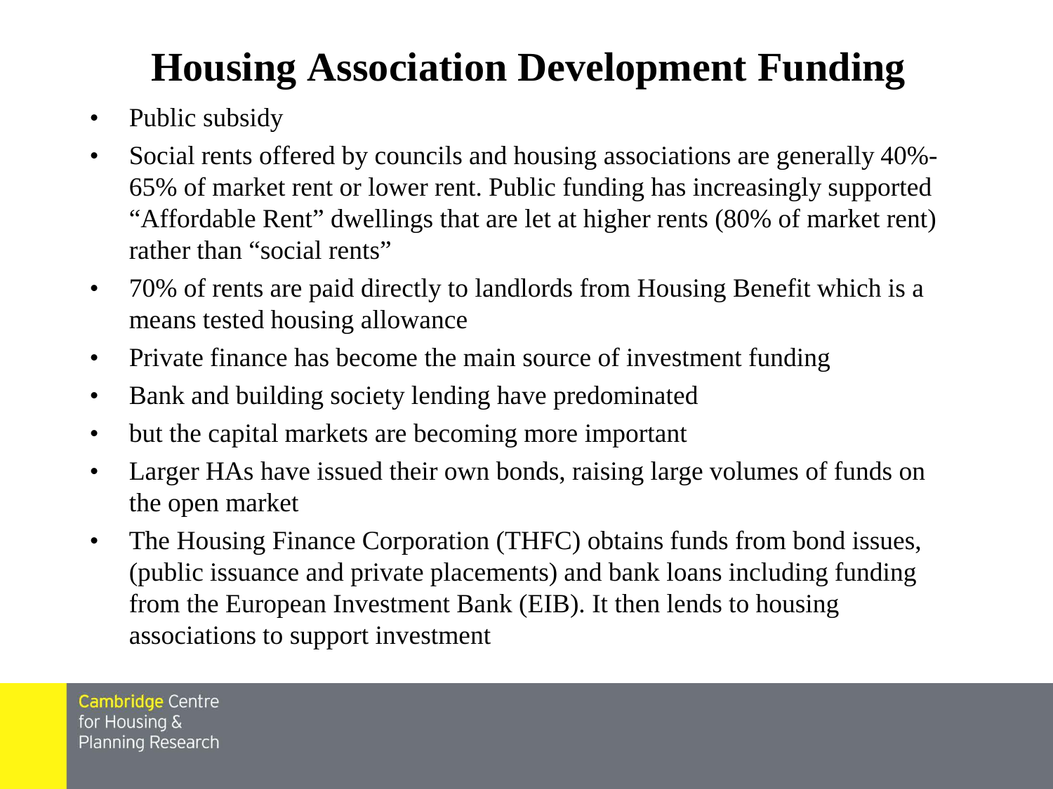# Housing Association Development Funding

- Public subsidy
- Social rents offered by councils and housing associations are generally 40%-65% of market rent or lower rent. Public funding has increasingly supported "Affordable Rent" dwellings that are let at higher rents (80% of market rent) rather than "social rents"
- 70% of rents are paid directly to landlords from Housing Benefit which is a means tested housing allowance
- Private finance has become the main source of investment funding
- Bank and building society lending have predominated
- but the capital markets are becoming more important
- Larger HAs have issued their own bonds, raising large volumes of funds on the open market
- The Housing Finance Corporation (THFC) obtains funds from bond issues, (public issuance and private placements) and bank loans including funding from the European Investment Bank (EIB). It then lends to housing associations to support investment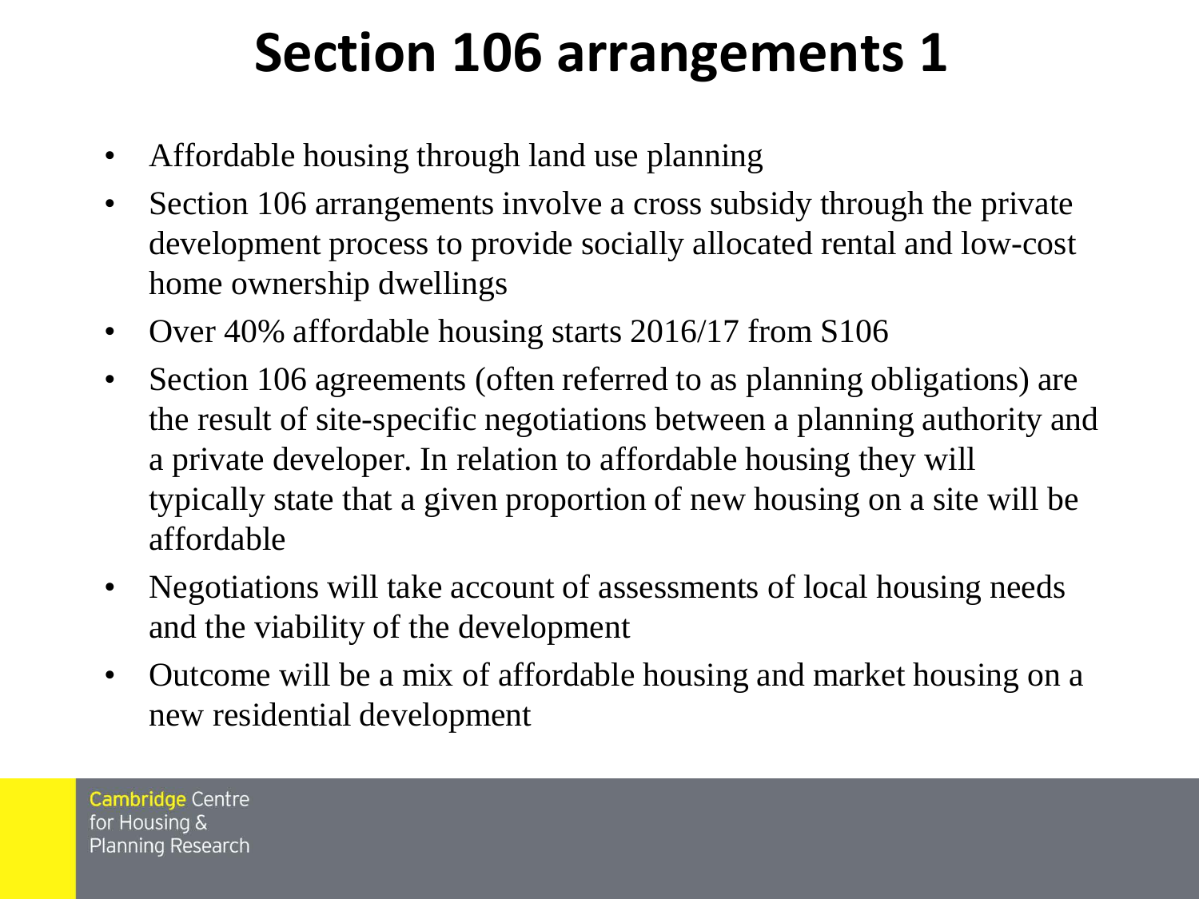# Section 106 arrangements 1

- Affordable housing through land use planning
- Section 106 arrangements involve a cross subsidy through the private development process to provide socially allocated rental and low-cost home ownership dwellings
- Over 40% affordable housing starts 2016/17 from S106
- Section 106 agreements (often referred to as planning obligations) are the result of site-specific negotiations between a planning authority and a private developer. In relation to affordable housing they will typically state that a given proportion of new housing on a site will be affordable
- Negotiations will take account of assessments of local housing needs and the viability of the development
- Outcome will be a mix of affordable housing and market housing on a new residential development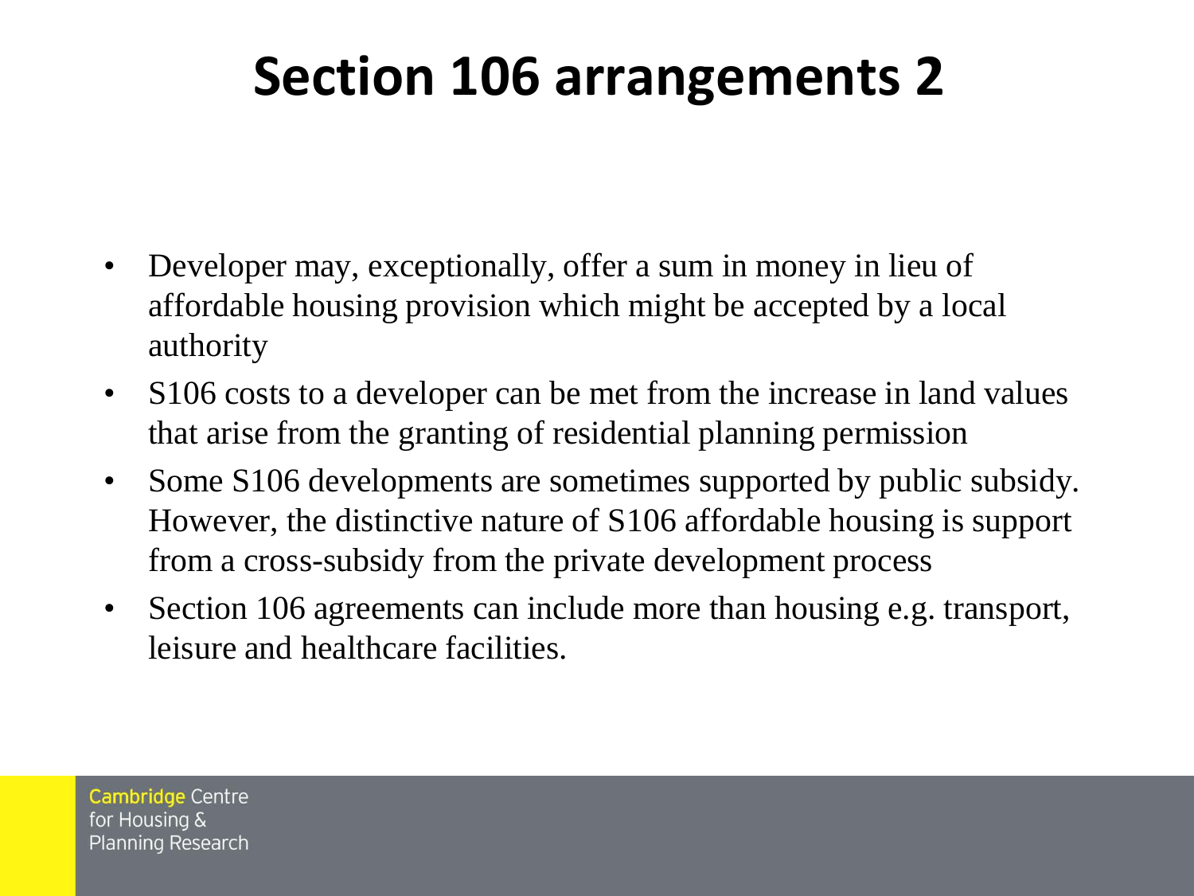# Section 106 arrangements 2

- Developer may, exceptionally, offer a sum in money in lieu of affordable housing provision which might be accepted by a local authority
- S106 costs to a developer can be met from the increase in land values that arise from the granting of residential planning permission
- Some S106 developments are sometimes supported by public subsidy. However, the distinctive nature of S106 affordable housing is support from a cross-subsidy from the private development process
- Section 106 agreements can include more than housing e.g. transport, leisure and healthcare facilities.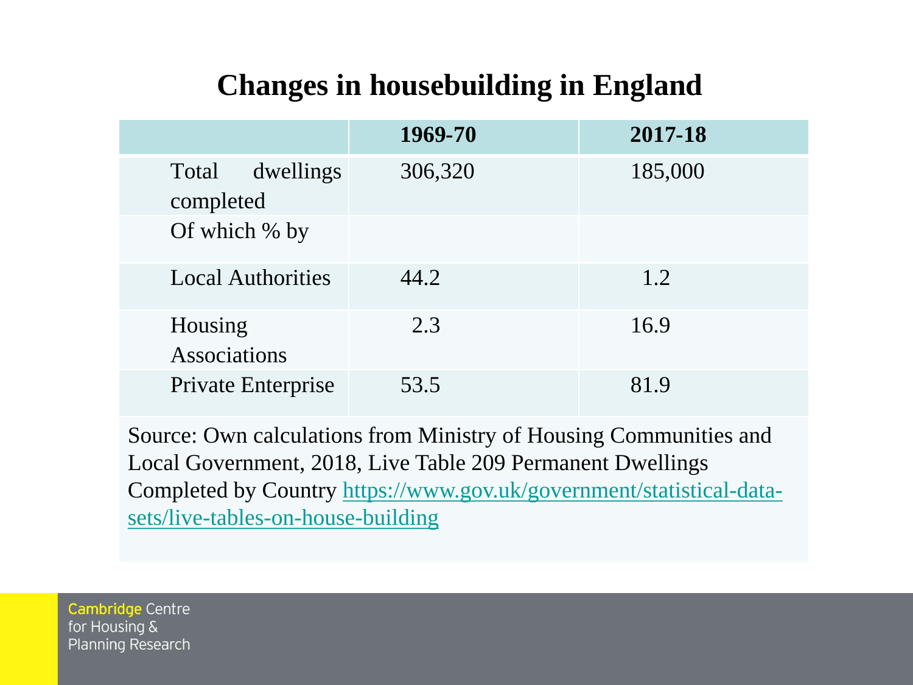# Changes in housebuilding in England

| | 1969-70 | 2017-18 |
|---|---|---|
| Total dwellings completed | 306,320 | 185,000 |
| Of which % by | | |
| Local Authorities | 44.2 | 1.2 |
| Housing Associations | 2.3 | 16.9 |
| Private Enterprise | 53.5 | 81.9 |

Source: Own calculations from Ministry of Housing Communities and Local Government, 2018, Live Table 209 Permanent Dwellings Completed by Country https://www.gov.uk/government/statistical-data-sets/live-tables-on-house-building

Cambridge Centre for Housing & Planning Research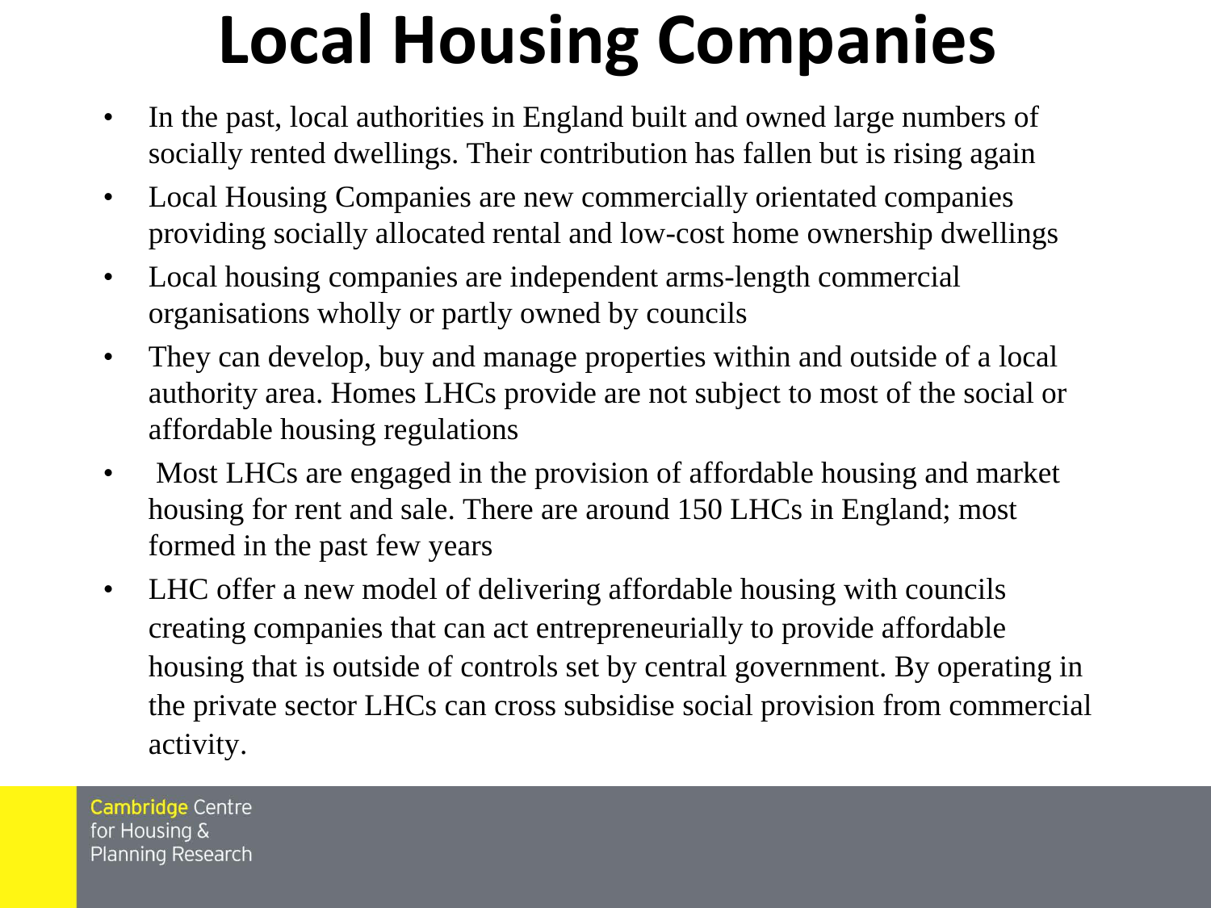# Local Housing Companies

- In the past, local authorities in England built and owned large numbers of socially rented dwellings. Their contribution has fallen but is rising again
- Local Housing Companies are new commercially orientated companies providing socially allocated rental and low-cost home ownership dwellings
- Local housing companies are independent arms-length commercial organisations wholly or partly owned by councils
- They can develop, buy and manage properties within and outside of a local authority area. Homes LHCs provide are not subject to most of the social or affordable housing regulations
- Most LHCs are engaged in the provision of affordable housing and market housing for rent and sale. There are around 150 LHCs in England; most formed in the past few years
- LHC offer a new model of delivering affordable housing with councils creating companies that can act entrepreneurially to provide affordable housing that is outside of controls set by central government. By operating in the private sector LHCs can cross subsidise social provision from commercial activity.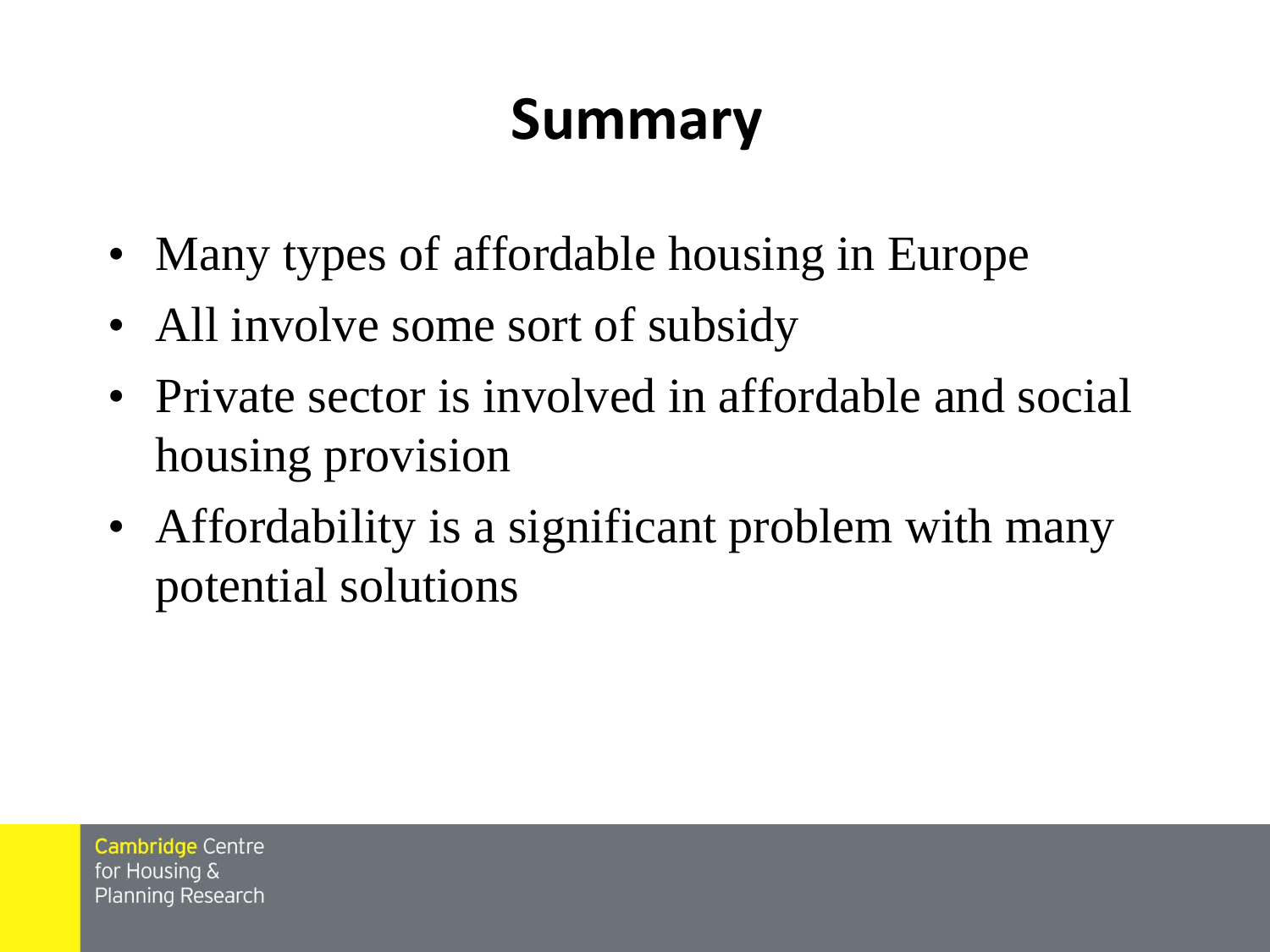# Summary

- Many types of affordable housing in Europe
- All involve some sort of subsidy
- Private sector is involved in affordable and social housing provision
- Affordability is a significant problem with many potential solutions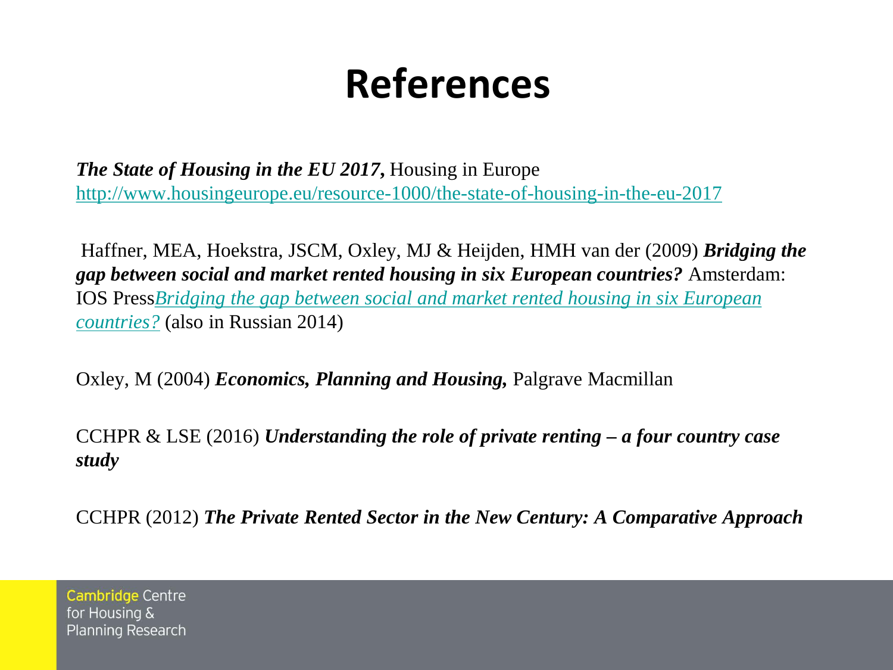# References

***The State of Housing in the EU 2017,*** Housing in Europe
http://www.housingeurope.eu/resource-1000/the-state-of-housing-in-the-eu-2017

Haffner, MEA, Hoekstra, JSCM, Oxley, MJ & Heijden, HMH van der (2009) ***Bridging the gap between social and market rented housing in six European countries?*** Amsterdam: IOS Press*Bridging the gap between social and market rented housing in six European countries?* (also in Russian 2014)

Oxley, M (2004) ***Economics, Planning and Housing,*** Palgrave Macmillan

CCHPR & LSE (2016) ***Understanding the role of private renting – a four country case study***

CCHPR (2012) ***The Private Rented Sector in the New Century: A Comparative Approach***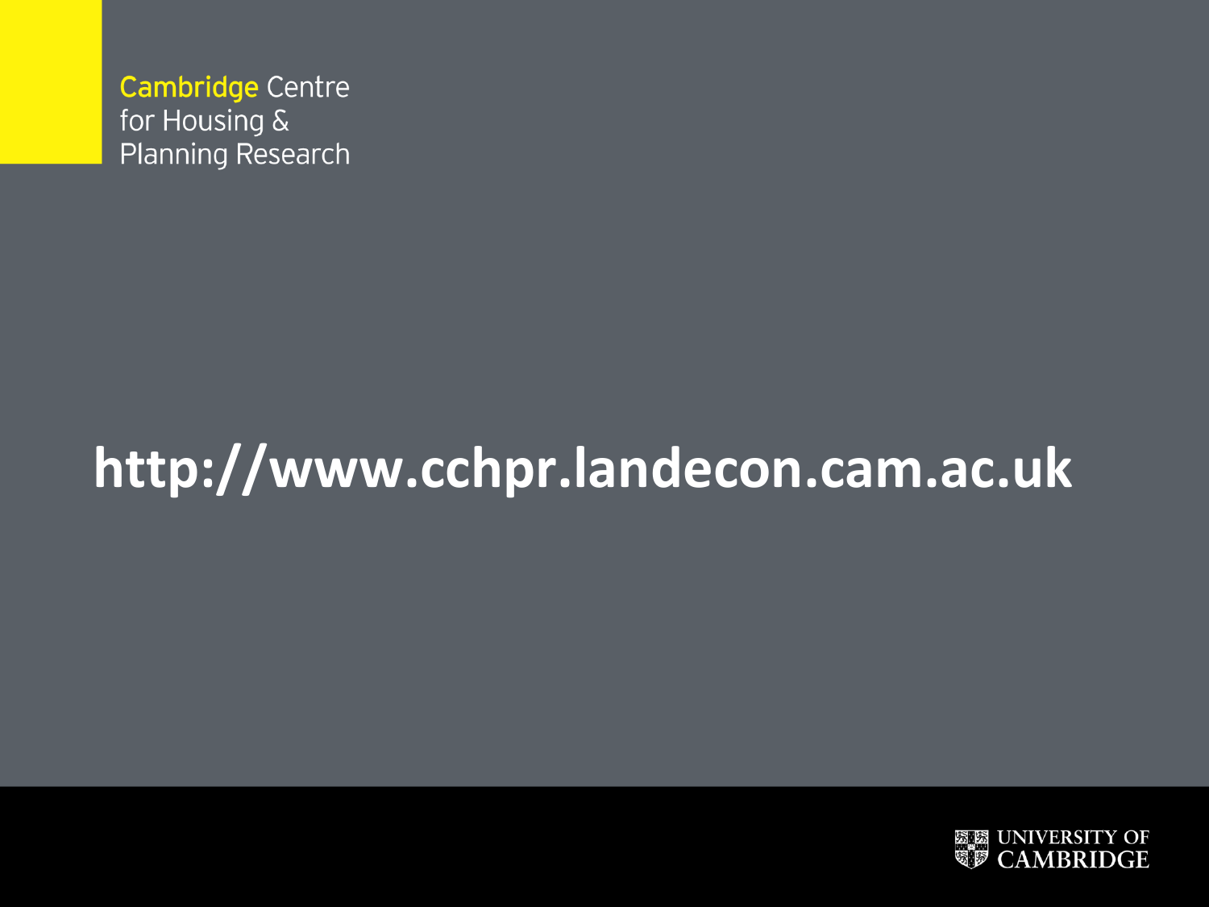Cambridge Centre for Housing & Planning Research

**http://www.cchpr.landecon.cam.ac.uk**

UNIVERSITY OF CAMBRIDGE